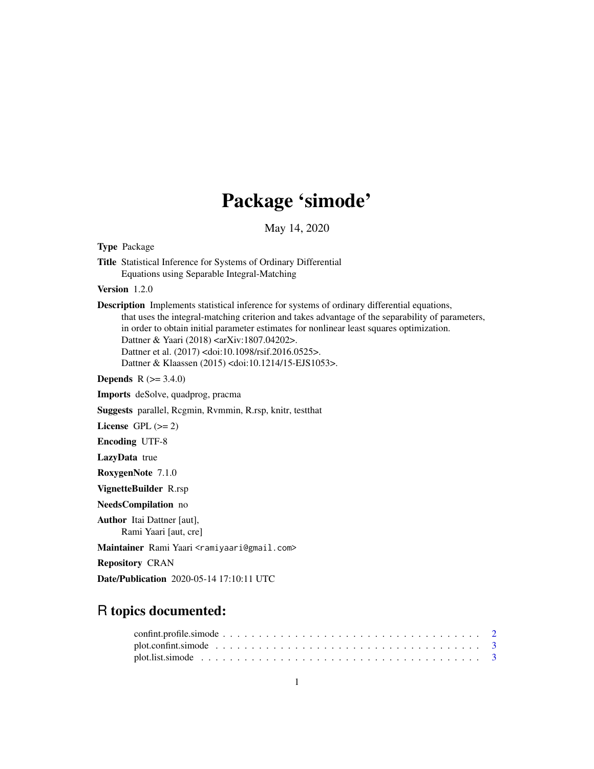# Package 'simode'

May 14, 2020

**Type** Package

**Title** Statistical Inference for Systems of Ordinary Differential Equations using Separable Integral-Matching

**Version** 1.2.0

**Description** Implements statistical inference for systems of ordinary differential equations, that uses the integral-matching criterion and takes advantage of the separability of parameters, in order to obtain initial parameter estimates for nonlinear least squares optimization. Dattner & Yaari (2018) <arXiv:1807.04202>. Dattner et al. (2017) <doi:10.1098/rsif.2016.0525>. Dattner & Klaassen (2015) <doi:10.1214/15-EJS1053>.

**Depends** R (>= 3.4.0)

**Imports** deSolve, quadprog, pracma

**Suggests** parallel, Rcgmin, Rvmmin, R.rsp, knitr, testthat

**License** GPL (>= 2)

**Encoding** UTF-8

**LazyData** true

**RoxygenNote** 7.1.0

**VignetteBuilder** R.rsp

**NeedsCompilation** no

**Author** Itai Dattner [aut], Rami Yaari [aut, cre]

**Maintainer** Rami Yaari <ramiyaari@gmail.com>

**Repository** CRAN

**Date/Publication** 2020-05-14 17:10:11 UTC

## R topics documented:

confint.profile.simode . . . . . . . . . . . . . . . . . . . . . . . . . . . . . . . . . . . 2
plot.confint.simode . . . . . . . . . . . . . . . . . . . . . . . . . . . . . . . . . . . . 3
plot.list.simode . . . . . . . . . . . . . . . . . . . . . . . . . . . . . . . . . . . . . . 3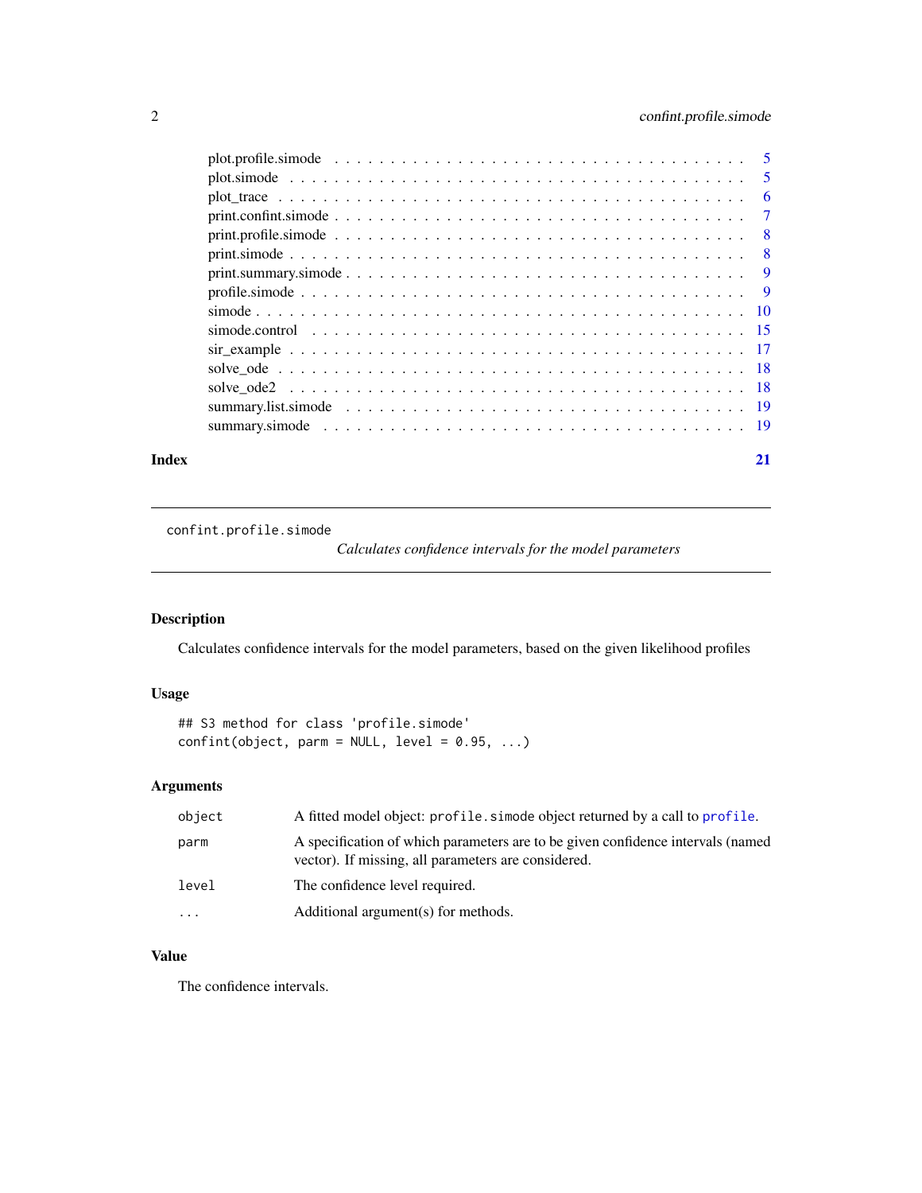| | |
|---|---|
| plot.profile.simode | 5 |
| plot.simode | 5 |
| plot_trace | 6 |
| print.confint.simode | 7 |
| print.profile.simode | 8 |
| print.simode | 8 |
| print.summary.simode | 9 |
| profile.simode | 9 |
| simode | 10 |
| simode.control | 15 |
| sir_example | 17 |
| solve_ode | 18 |
| solve_ode2 | 18 |
| summary.list.simode | 19 |
| summary.simode | 19 |

**Index** **21**

---

`confint.profile.simode` *Calculates confidence intervals for the model parameters*

---

## Description

Calculates confidence intervals for the model parameters, based on the given likelihood profiles

## Usage

```
## S3 method for class 'profile.simode'
confint(object, parm = NULL, level = 0.95, ...)
```

## Arguments

| | |
|---|---|
| `object` | A fitted model object: `profile.simode` object returned by a call to `profile`. |
| `parm` | A specification of which parameters are to be given confidence intervals (named vector). If missing, all parameters are considered. |
| `level` | The confidence level required. |
| `...` | Additional argument(s) for methods. |

## Value

The confidence intervals.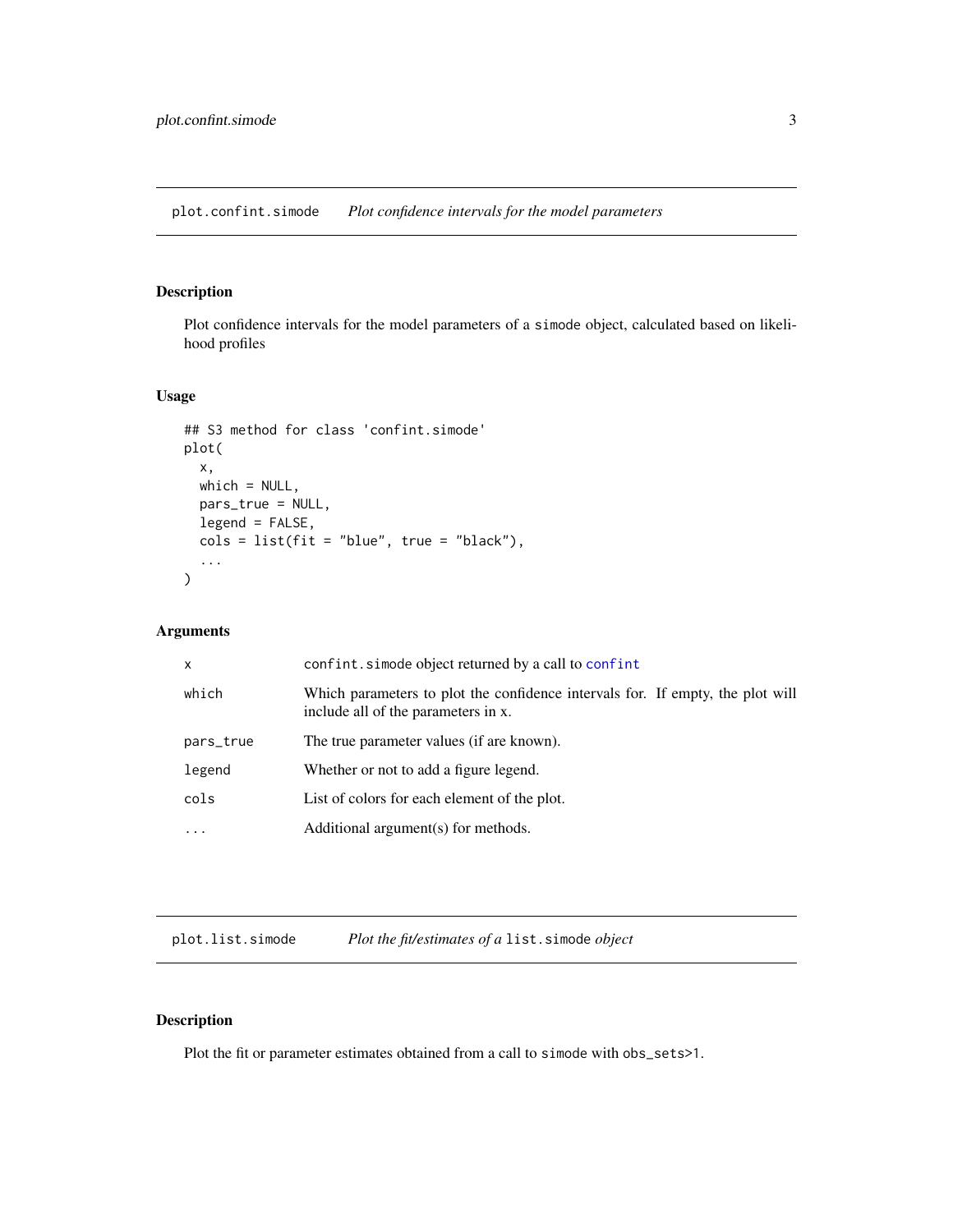## plot.confint.simode — *Plot confidence intervals for the model parameters*

### Description

Plot confidence intervals for the model parameters of a simode object, calculated based on likelihood profiles

### Usage

```
## S3 method for class 'confint.simode'
plot(
  x,
  which = NULL,
  pars_true = NULL,
  legend = FALSE,
  cols = list(fit = "blue", true = "black"),
  ...
)
```

### Arguments

| Argument | Description |
|---|---|
| `x` | `confint.simode` object returned by a call to `confint` |
| `which` | Which parameters to plot the confidence intervals for. If empty, the plot will include all of the parameters in x. |
| `pars_true` | The true parameter values (if are known). |
| `legend` | Whether or not to add a figure legend. |
| `cols` | List of colors for each element of the plot. |
| `...` | Additional argument(s) for methods. |

## plot.list.simode — *Plot the fit/estimates of a `list.simode` object*

### Description

Plot the fit or parameter estimates obtained from a call to `simode` with `obs_sets>1`.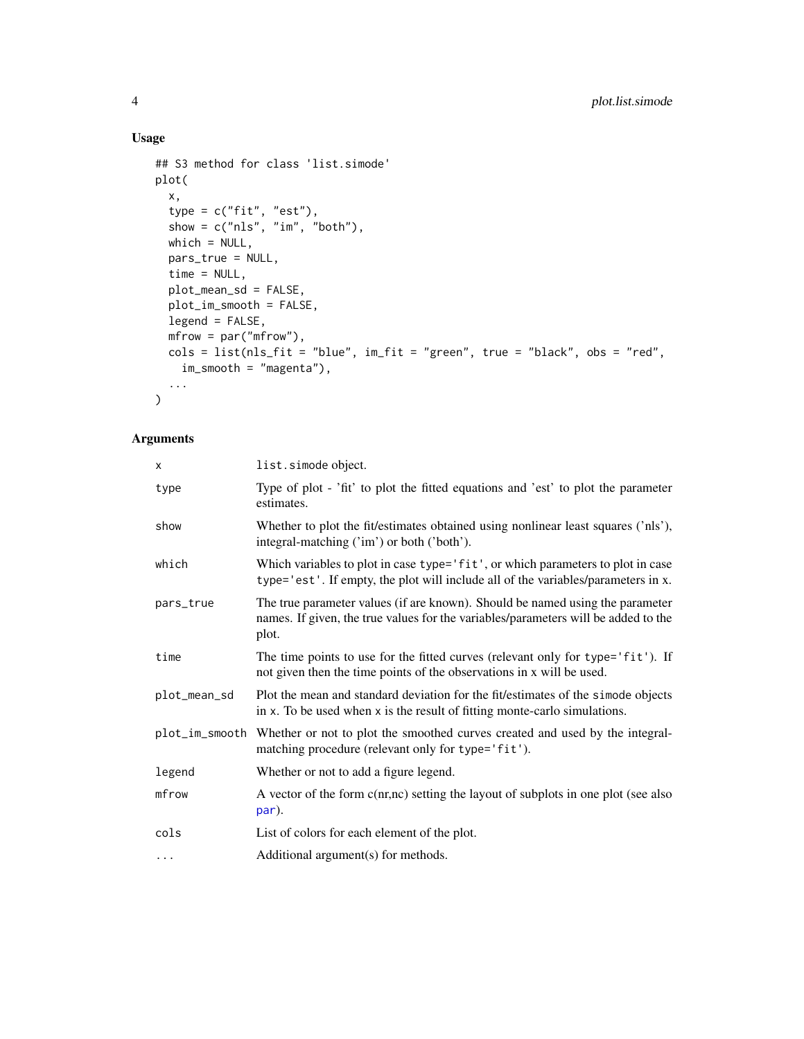## Usage

```
## S3 method for class 'list.simode'
plot(
  x,
  type = c("fit", "est"),
  show = c("nls", "im", "both"),
  which = NULL,
  pars_true = NULL,
  time = NULL,
  plot_mean_sd = FALSE,
  plot_im_smooth = FALSE,
  legend = FALSE,
  mfrow = par("mfrow"),
  cols = list(nls_fit = "blue", im_fit = "green", true = "black", obs = "red",
    im_smooth = "magenta"),
  ...
)
```

## Arguments

| | |
|---|---|
| x | list.simode object. |
| type | Type of plot - 'fit' to plot the fitted equations and 'est' to plot the parameter estimates. |
| show | Whether to plot the fit/estimates obtained using nonlinear least squares ('nls'), integral-matching ('im') or both ('both'). |
| which | Which variables to plot in case type='fit', or which parameters to plot in case type='est'. If empty, the plot will include all of the variables/parameters in x. |
| pars_true | The true parameter values (if are known). Should be named using the parameter names. If given, the true values for the variables/parameters will be added to the plot. |
| time | The time points to use for the fitted curves (relevant only for type='fit'). If not given then the time points of the observations in x will be used. |
| plot_mean_sd | Plot the mean and standard deviation for the fit/estimates of the simode objects in x. To be used when x is the result of fitting monte-carlo simulations. |
| plot_im_smooth | Whether or not to plot the smoothed curves created and used by the integral-matching procedure (relevant only for type='fit'). |
| legend | Whether or not to add a figure legend. |
| mfrow | A vector of the form c(nr,nc) setting the layout of subplots in one plot (see also par). |
| cols | List of colors for each element of the plot. |
| ... | Additional argument(s) for methods. |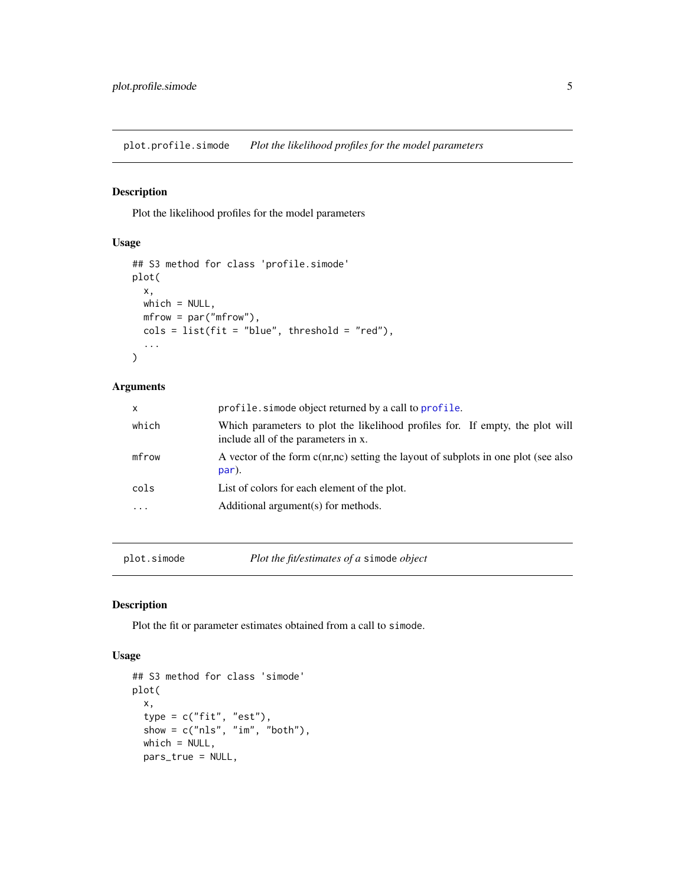## plot.profile.simode — *Plot the likelihood profiles for the model parameters*

### Description

Plot the likelihood profiles for the model parameters

### Usage

```
## S3 method for class 'profile.simode'
plot(
  x,
  which = NULL,
  mfrow = par("mfrow"),
  cols = list(fit = "blue", threshold = "red"),
  ...
)
```

### Arguments

| | |
|---|---|
| x | profile.simode object returned by a call to profile. |
| which | Which parameters to plot the likelihood profiles for. If empty, the plot will include all of the parameters in x. |
| mfrow | A vector of the form c(nr,nc) setting the layout of subplots in one plot (see also par). |
| cols | List of colors for each element of the plot. |
| ... | Additional argument(s) for methods. |

## plot.simode — *Plot the fit/estimates of a simode object*

### Description

Plot the fit or parameter estimates obtained from a call to simode.

### Usage

```
## S3 method for class 'simode'
plot(
  x,
  type = c("fit", "est"),
  show = c("nls", "im", "both"),
  which = NULL,
  pars_true = NULL,
```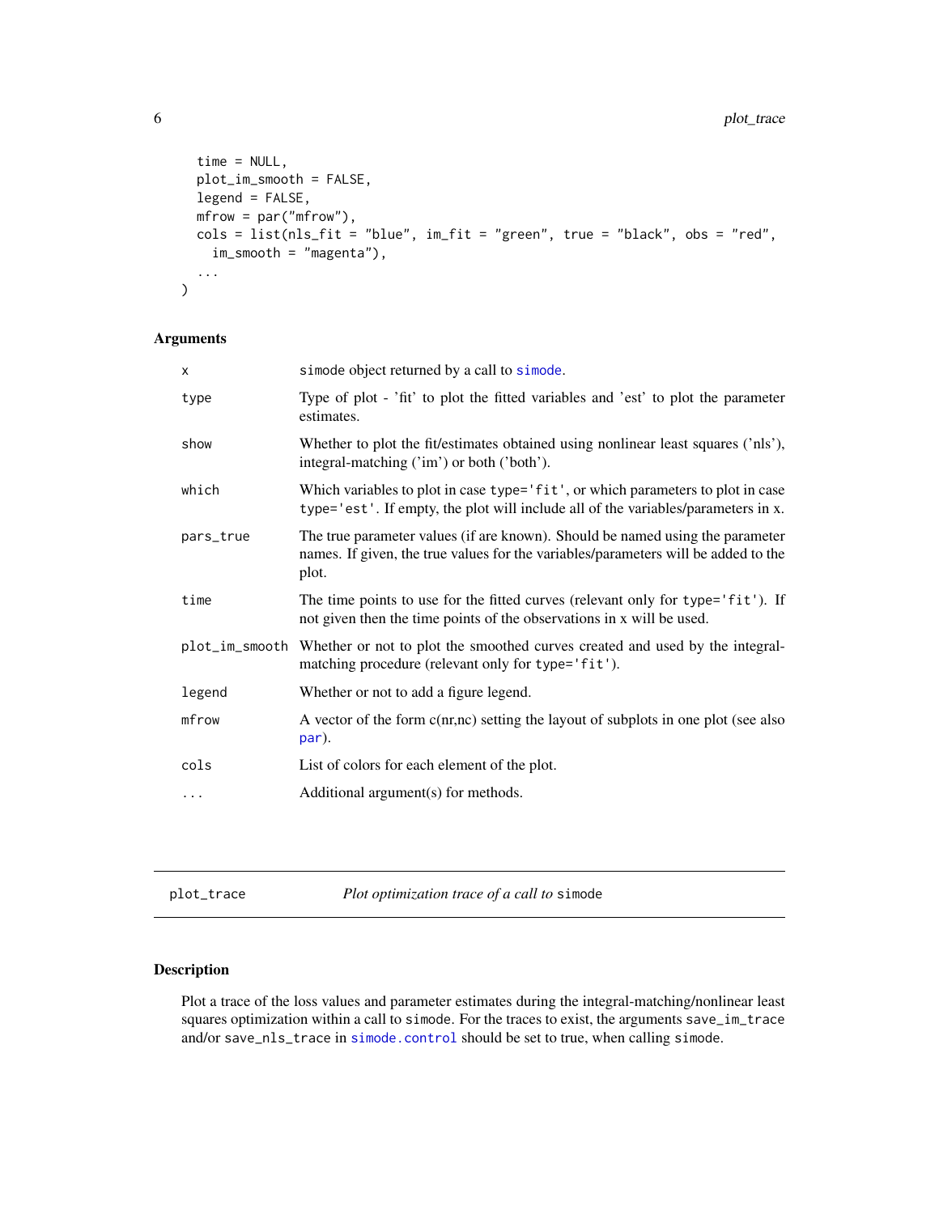```
  time = NULL,
  plot_im_smooth = FALSE,
  legend = FALSE,
  mfrow = par("mfrow"),
  cols = list(nls_fit = "blue", im_fit = "green", true = "black", obs = "red",
    im_smooth = "magenta"),
  ...
)
```

### Arguments

| | |
|---|---|
| x | simode object returned by a call to simode. |
| type | Type of plot - 'fit' to plot the fitted variables and 'est' to plot the parameter estimates. |
| show | Whether to plot the fit/estimates obtained using nonlinear least squares ('nls'), integral-matching ('im') or both ('both'). |
| which | Which variables to plot in case type='fit', or which parameters to plot in case type='est'. If empty, the plot will include all of the variables/parameters in x. |
| pars_true | The true parameter values (if are known). Should be named using the parameter names. If given, the true values for the variables/parameters will be added to the plot. |
| time | The time points to use for the fitted curves (relevant only for type='fit'). If not given then the time points of the observations in x will be used. |
| plot_im_smooth | Whether or not to plot the smoothed curves created and used by the integral-matching procedure (relevant only for type='fit'). |
| legend | Whether or not to add a figure legend. |
| mfrow | A vector of the form c(nr,nc) setting the layout of subplots in one plot (see also par). |
| cols | List of colors for each element of the plot. |
| ... | Additional argument(s) for methods. |

---

## plot_trace *Plot optimization trace of a call to* simode

### Description

Plot a trace of the loss values and parameter estimates during the integral-matching/nonlinear least squares optimization within a call to simode. For the traces to exist, the arguments save_im_trace and/or save_nls_trace in simode.control should be set to true, when calling simode.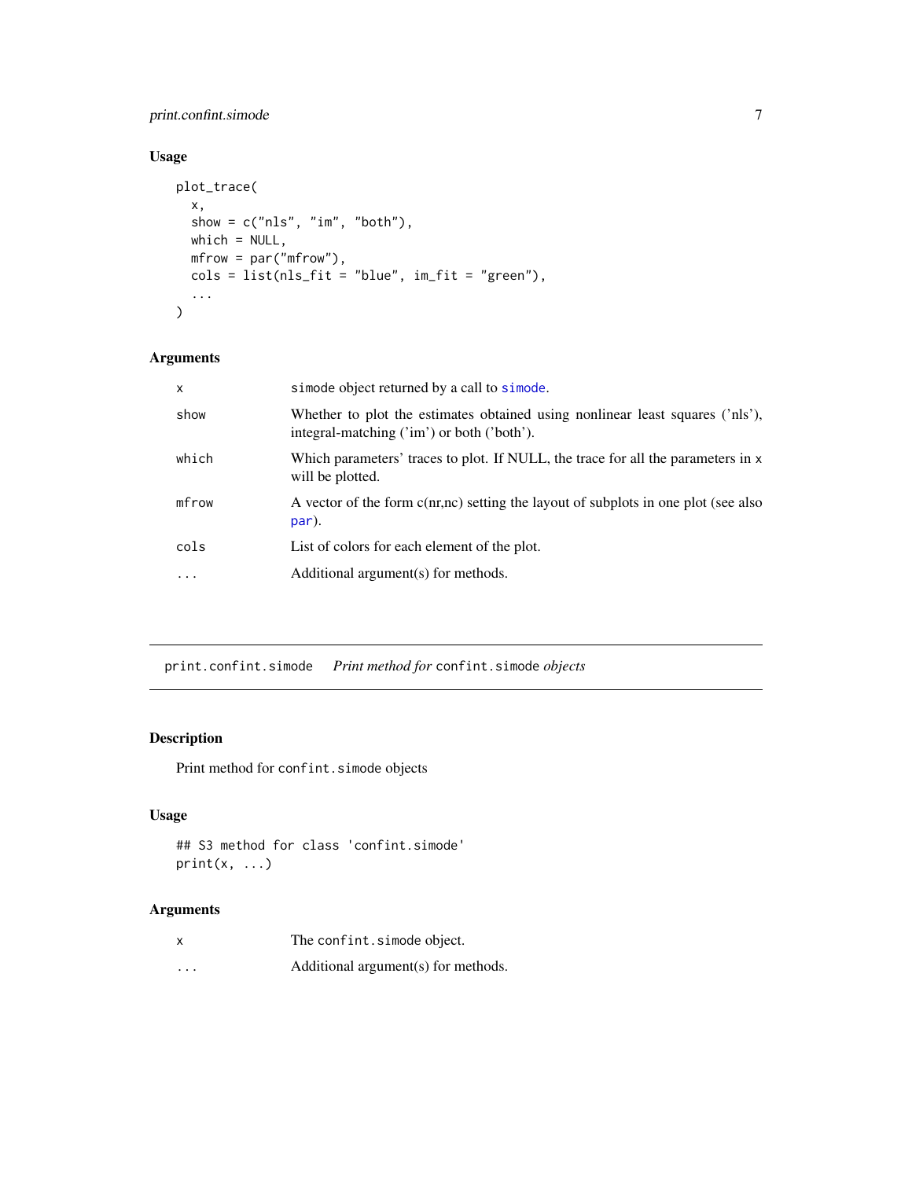### Usage

```
plot_trace(
  x,
  show = c("nls", "im", "both"),
  which = NULL,
  mfrow = par("mfrow"),
  cols = list(nls_fit = "blue", im_fit = "green"),
  ...
)
```

### Arguments

| | |
|---|---|
| x | simode object returned by a call to simode. |
| show | Whether to plot the estimates obtained using nonlinear least squares ('nls'), integral-matching ('im') or both ('both'). |
| which | Which parameters' traces to plot. If NULL, the trace for all the parameters in x will be plotted. |
| mfrow | A vector of the form c(nr,nc) setting the layout of subplots in one plot (see also par). |
| cols | List of colors for each element of the plot. |
| ... | Additional argument(s) for methods. |

---

## print.confint.simode    *Print method for* `confint.simode` *objects*

---

### Description

Print method for `confint.simode` objects

### Usage

```
## S3 method for class 'confint.simode'
print(x, ...)
```

### Arguments

| | |
|---|---|
| x | The confint.simode object. |
| ... | Additional argument(s) for methods. |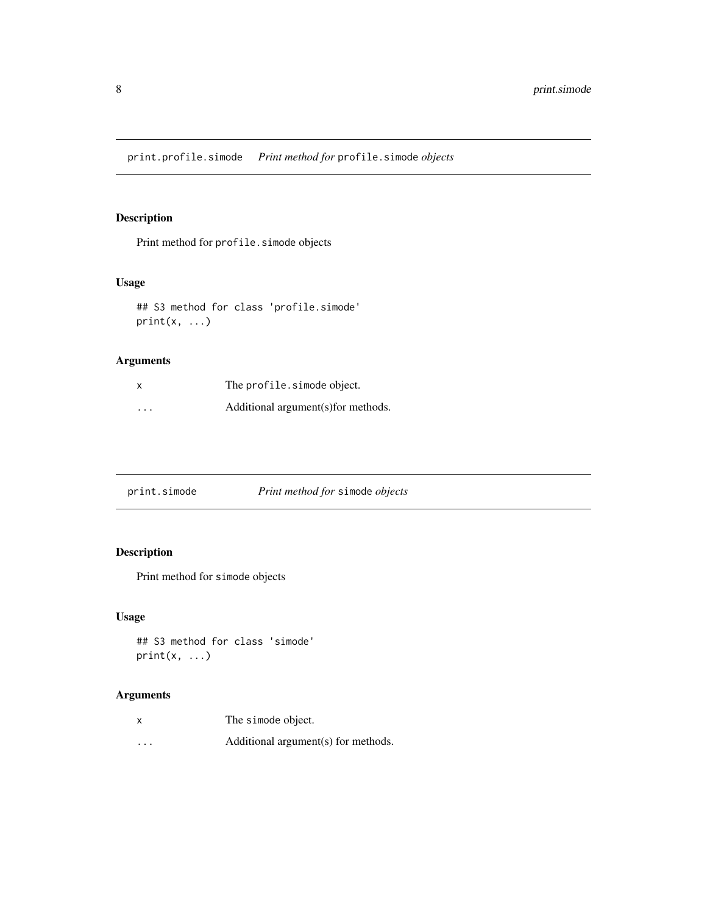## print.profile.simode — *Print method for* `profile.simode` *objects*

### Description

Print method for `profile.simode` objects

### Usage

```
## S3 method for class 'profile.simode'
print(x, ...)
```

### Arguments

| | |
|---|---|
| x | The `profile.simode` object. |
| ... | Additional argument(s)for methods. |

## print.simode — *Print method for* `simode` *objects*

### Description

Print method for `simode` objects

### Usage

```
## S3 method for class 'simode'
print(x, ...)
```

### Arguments

| | |
|---|---|
| x | The `simode` object. |
| ... | Additional argument(s) for methods. |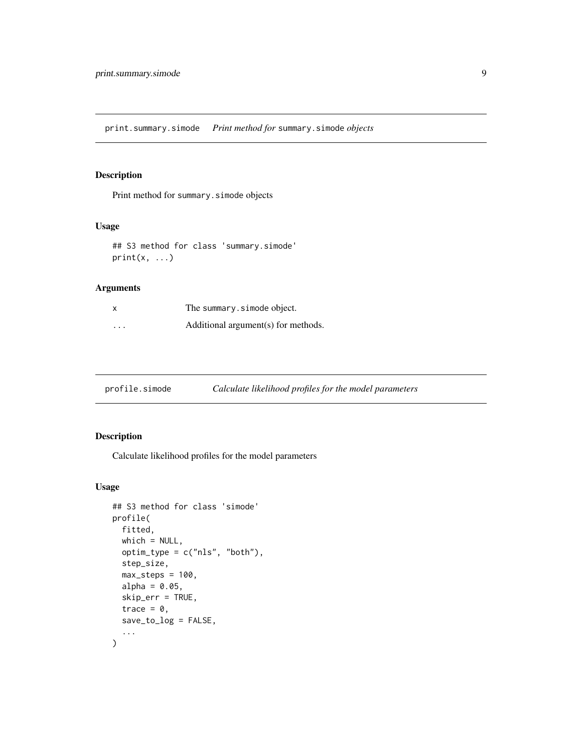## print.summary.simode — *Print method for* summary.simode *objects*

### Description

Print method for summary.simode objects

### Usage

```
## S3 method for class 'summary.simode'
print(x, ...)
```

### Arguments

| | |
|---|---|
| x | The summary.simode object. |
| ... | Additional argument(s) for methods. |

## profile.simode — *Calculate likelihood profiles for the model parameters*

### Description

Calculate likelihood profiles for the model parameters

### Usage

```
## S3 method for class 'simode'
profile(
  fitted,
  which = NULL,
  optim_type = c("nls", "both"),
  step_size,
  max_steps = 100,
  alpha = 0.05,
  skip_err = TRUE,
  trace = 0,
  save_to_log = FALSE,
  ...
)
```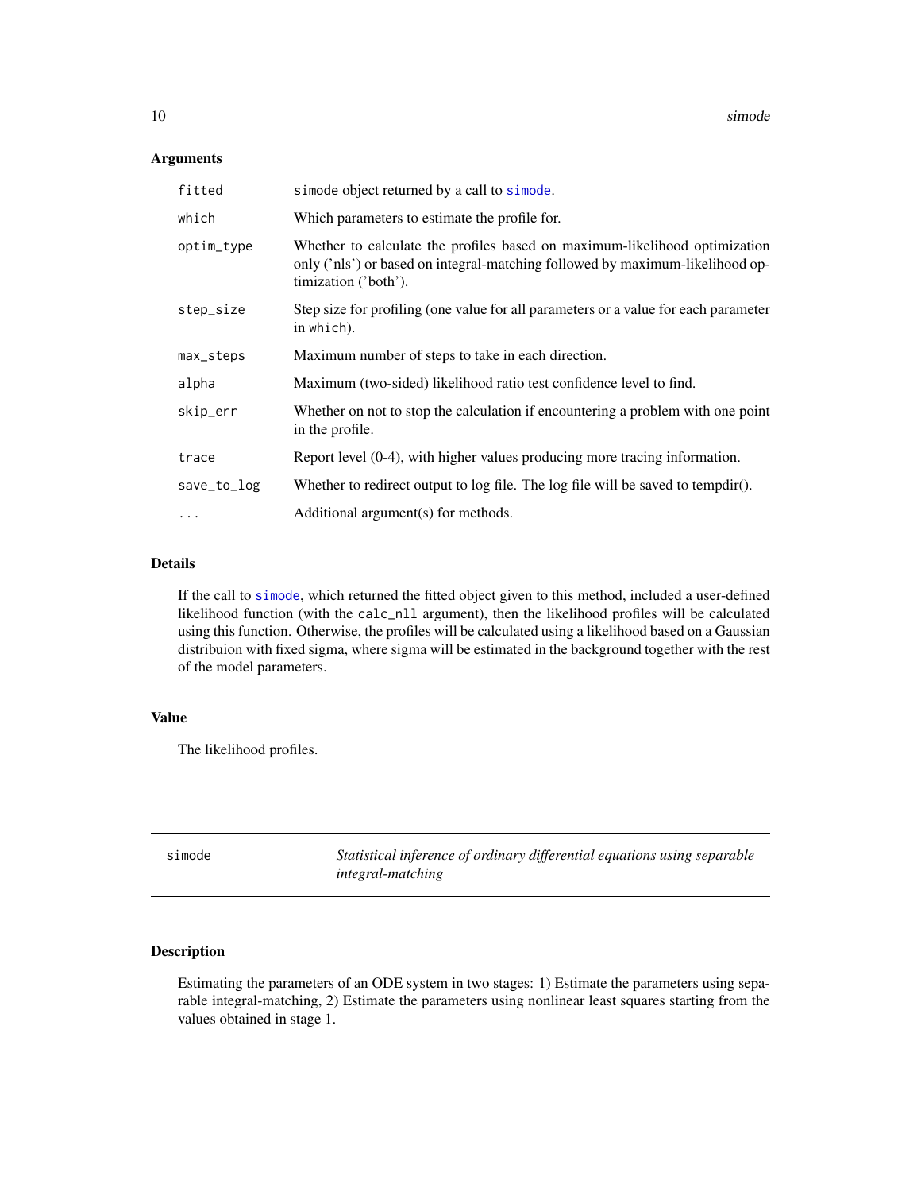### Arguments

| | |
|---|---|
| `fitted` | simode object returned by a call to `simode`. |
| `which` | Which parameters to estimate the profile for. |
| `optim_type` | Whether to calculate the profiles based on maximum-likelihood optimization only ('nls') or based on integral-matching followed by maximum-likelihood optimization ('both'). |
| `step_size` | Step size for profiling (one value for all parameters or a value for each parameter in `which`). |
| `max_steps` | Maximum number of steps to take in each direction. |
| `alpha` | Maximum (two-sided) likelihood ratio test confidence level to find. |
| `skip_err` | Whether on not to stop the calculation if encountering a problem with one point in the profile. |
| `trace` | Report level (0-4), with higher values producing more tracing information. |
| `save_to_log` | Whether to redirect output to log file. The log file will be saved to tempdir(). |
| `...` | Additional argument(s) for methods. |

### Details

If the call to `simode`, which returned the fitted object given to this method, included a user-defined likelihood function (with the `calc_nll` argument), then the likelihood profiles will be calculated using this function. Otherwise, the profiles will be calculated using a likelihood based on a Gaussian distribuion with fixed sigma, where sigma will be estimated in the background together with the rest of the model parameters.

### Value

The likelihood profiles.

---

## simode — *Statistical inference of ordinary differential equations using separable integral-matching*

---

### Description

Estimating the parameters of an ODE system in two stages: 1) Estimate the parameters using separable integral-matching, 2) Estimate the parameters using nonlinear least squares starting from the values obtained in stage 1.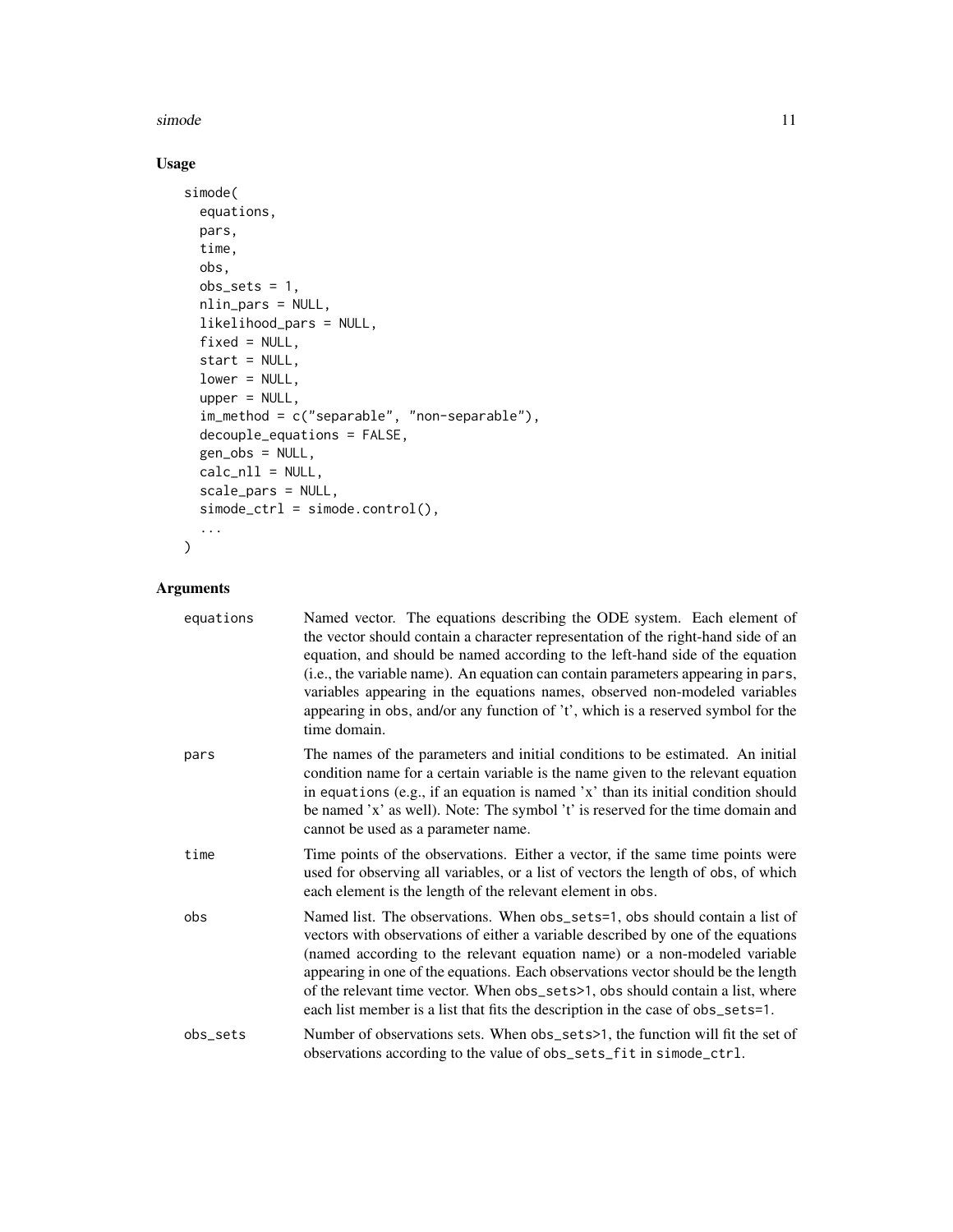## Usage

```
simode(
  equations,
  pars,
  time,
  obs,
  obs_sets = 1,
  nlin_pars = NULL,
  likelihood_pars = NULL,
  fixed = NULL,
  start = NULL,
  lower = NULL,
  upper = NULL,
  im_method = c("separable", "non-separable"),
  decouple_equations = FALSE,
  gen_obs = NULL,
  calc_nll = NULL,
  scale_pars = NULL,
  simode_ctrl = simode.control(),
  ...
)
```

## Arguments

| | |
|---|---|
| equations | Named vector. The equations describing the ODE system. Each element of the vector should contain a character representation of the right-hand side of an equation, and should be named according to the left-hand side of the equation (i.e., the variable name). An equation can contain parameters appearing in pars, variables appearing in the equations names, observed non-modeled variables appearing in obs, and/or any function of 't', which is a reserved symbol for the time domain. |
| pars | The names of the parameters and initial conditions to be estimated. An initial condition name for a certain variable is the name given to the relevant equation in equations (e.g., if an equation is named 'x' than its initial condition should be named 'x' as well). Note: The symbol 't' is reserved for the time domain and cannot be used as a parameter name. |
| time | Time points of the observations. Either a vector, if the same time points were used for observing all variables, or a list of vectors the length of obs, of which each element is the length of the relevant element in obs. |
| obs | Named list. The observations. When obs_sets=1, obs should contain a list of vectors with observations of either a variable described by one of the equations (named according to the relevant equation name) or a non-modeled variable appearing in one of the equations. Each observations vector should be the length of the relevant time vector. When obs_sets>1, obs should contain a list, where each list member is a list that fits the description in the case of obs_sets=1. |
| obs_sets | Number of observations sets. When obs_sets>1, the function will fit the set of observations according to the value of obs_sets_fit in simode_ctrl. |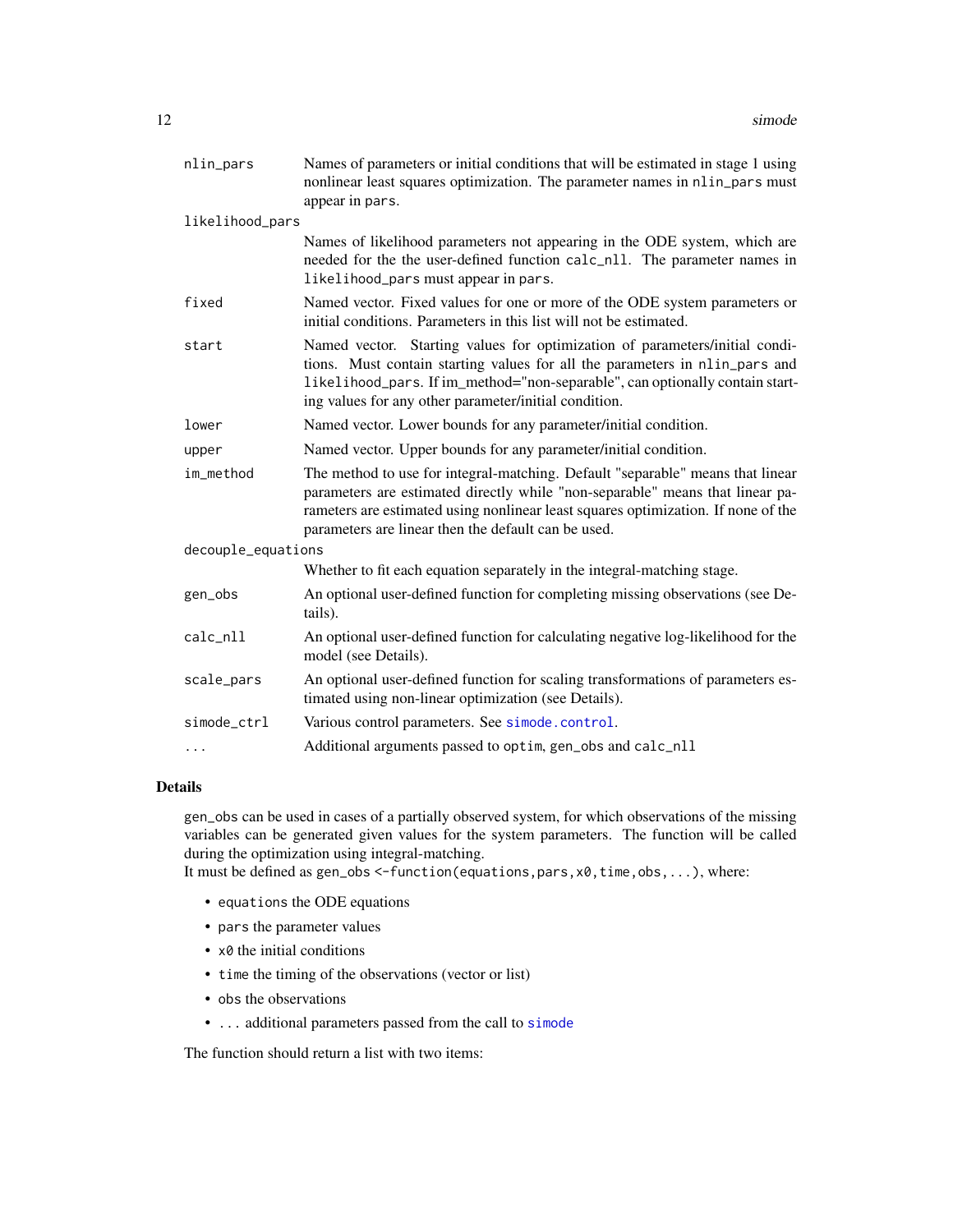| | |
|---|---|
| nlin_pars | Names of parameters or initial conditions that will be estimated in stage 1 using nonlinear least squares optimization. The parameter names in nlin_pars must appear in pars. |
| likelihood_pars | Names of likelihood parameters not appearing in the ODE system, which are needed for the the user-defined function calc_nll. The parameter names in likelihood_pars must appear in pars. |
| fixed | Named vector. Fixed values for one or more of the ODE system parameters or initial conditions. Parameters in this list will not be estimated. |
| start | Named vector. Starting values for optimization of parameters/initial conditions. Must contain starting values for all the parameters in nlin_pars and likelihood_pars. If im_method="non-separable", can optionally contain starting values for any other parameter/initial condition. |
| lower | Named vector. Lower bounds for any parameter/initial condition. |
| upper | Named vector. Upper bounds for any parameter/initial condition. |
| im_method | The method to use for integral-matching. Default "separable" means that linear parameters are estimated directly while "non-separable" means that linear parameters are estimated using nonlinear least squares optimization. If none of the parameters are linear then the default can be used. |
| decouple_equations | Whether to fit each equation separately in the integral-matching stage. |
| gen_obs | An optional user-defined function for completing missing observations (see Details). |
| calc_nll | An optional user-defined function for calculating negative log-likelihood for the model (see Details). |
| scale_pars | An optional user-defined function for scaling transformations of parameters estimated using non-linear optimization (see Details). |
| simode_ctrl | Various control parameters. See simode.control. |
| ... | Additional arguments passed to optim, gen_obs and calc_nll |

## Details

gen_obs can be used in cases of a partially observed system, for which observations of the missing variables can be generated given values for the system parameters. The function will be called during the optimization using integral-matching.
It must be defined as gen_obs <-function(equations,pars,x0,time,obs,...), where:

- equations the ODE equations
- pars the parameter values
- x0 the initial conditions
- time the timing of the observations (vector or list)
- obs the observations
- ... additional parameters passed from the call to simode

The function should return a list with two items: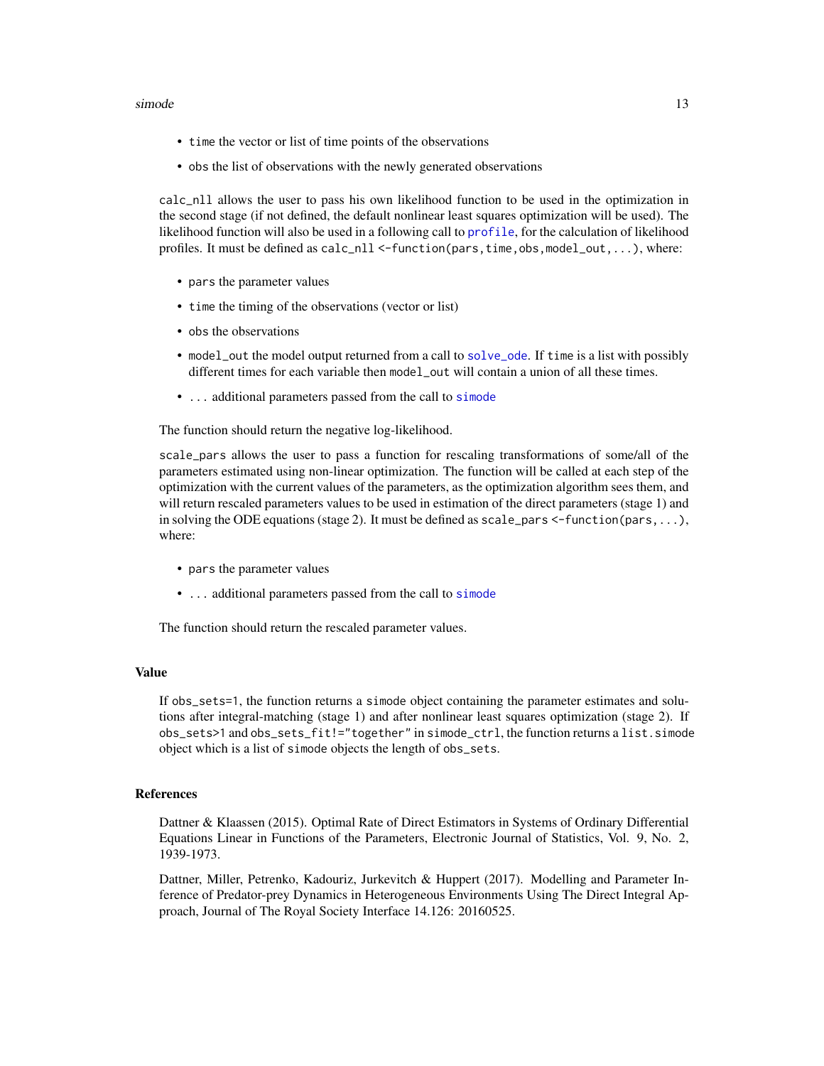- `time` the vector or list of time points of the observations
- `obs` the list of observations with the newly generated observations

`calc_nll` allows the user to pass his own likelihood function to be used in the optimization in the second stage (if not defined, the default nonlinear least squares optimization will be used). The likelihood function will also be used in a following call to `profile`, for the calculation of likelihood profiles. It must be defined as `calc_nll <-function(pars,time,obs,model_out,...)`, where:

- `pars` the parameter values
- `time` the timing of the observations (vector or list)
- `obs` the observations
- `model_out` the model output returned from a call to `solve_ode`. If `time` is a list with possibly different times for each variable then `model_out` will contain a union of all these times.
- `...` additional parameters passed from the call to `simode`

The function should return the negative log-likelihood.

`scale_pars` allows the user to pass a function for rescaling transformations of some/all of the parameters estimated using non-linear optimization. The function will be called at each step of the optimization with the current values of the parameters, as the optimization algorithm sees them, and will return rescaled parameters values to be used in estimation of the direct parameters (stage 1) and in solving the ODE equations (stage 2). It must be defined as `scale_pars <-function(pars,...)`, where:

- `pars` the parameter values
- `...` additional parameters passed from the call to `simode`

The function should return the rescaled parameter values.

## Value

If `obs_sets=1`, the function returns a `simode` object containing the parameter estimates and solutions after integral-matching (stage 1) and after nonlinear least squares optimization (stage 2). If `obs_sets>1` and `obs_sets_fit!="together"` in `simode_ctrl`, the function returns a `list.simode` object which is a list of `simode` objects the length of `obs_sets`.

## References

Dattner & Klaassen (2015). Optimal Rate of Direct Estimators in Systems of Ordinary Differential Equations Linear in Functions of the Parameters, Electronic Journal of Statistics, Vol. 9, No. 2, 1939-1973.

Dattner, Miller, Petrenko, Kadouriz, Jurkevitch & Huppert (2017). Modelling and Parameter Inference of Predator-prey Dynamics in Heterogeneous Environments Using The Direct Integral Approach, Journal of The Royal Society Interface 14.126: 20160525.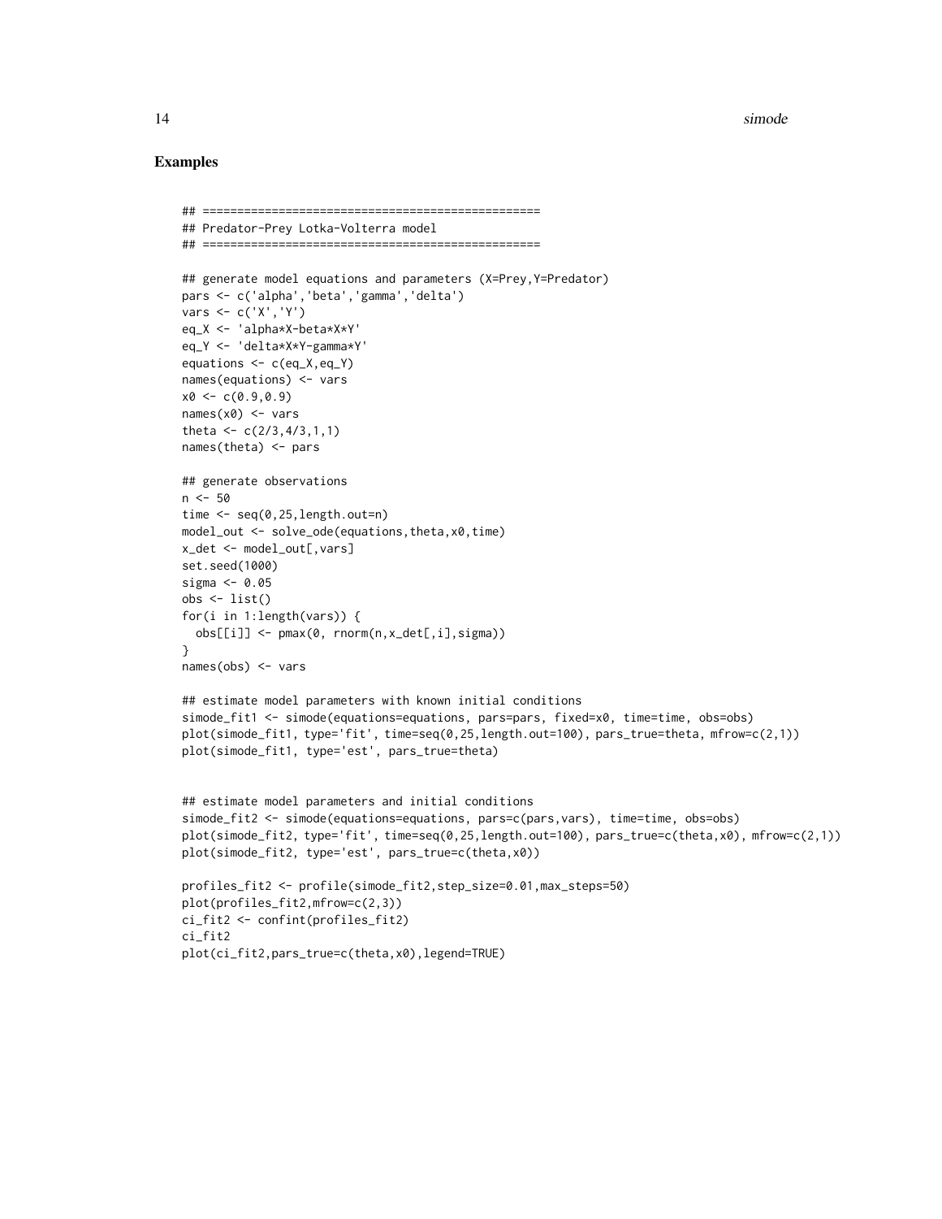### Examples

```
## =================================================
## Predator-Prey Lotka-Volterra model
## =================================================

## generate model equations and parameters (X=Prey,Y=Predator)
pars <- c('alpha','beta','gamma','delta')
vars <- c('X','Y')
eq_X <- 'alpha*X-beta*X*Y'
eq_Y <- 'delta*X*Y-gamma*Y'
equations <- c(eq_X,eq_Y)
names(equations) <- vars
x0 <- c(0.9,0.9)
names(x0) <- vars
theta <- c(2/3,4/3,1,1)
names(theta) <- pars

## generate observations
n <- 50
time <- seq(0,25,length.out=n)
model_out <- solve_ode(equations,theta,x0,time)
x_det <- model_out[,vars]
set.seed(1000)
sigma <- 0.05
obs <- list()
for(i in 1:length(vars)) {
  obs[[i]] <- pmax(0, rnorm(n,x_det[,i],sigma))
}
names(obs) <- vars

## estimate model parameters with known initial conditions
simode_fit1 <- simode(equations=equations, pars=pars, fixed=x0, time=time, obs=obs)
plot(simode_fit1, type='fit', time=seq(0,25,length.out=100), pars_true=theta, mfrow=c(2,1))
plot(simode_fit1, type='est', pars_true=theta)


## estimate model parameters and initial conditions
simode_fit2 <- simode(equations=equations, pars=c(pars,vars), time=time, obs=obs)
plot(simode_fit2, type='fit', time=seq(0,25,length.out=100), pars_true=c(theta,x0), mfrow=c(2,1))
plot(simode_fit2, type='est', pars_true=c(theta,x0))

profiles_fit2 <- profile(simode_fit2,step_size=0.01,max_steps=50)
plot(profiles_fit2,mfrow=c(2,3))
ci_fit2 <- confint(profiles_fit2)
ci_fit2
plot(ci_fit2,pars_true=c(theta,x0),legend=TRUE)
```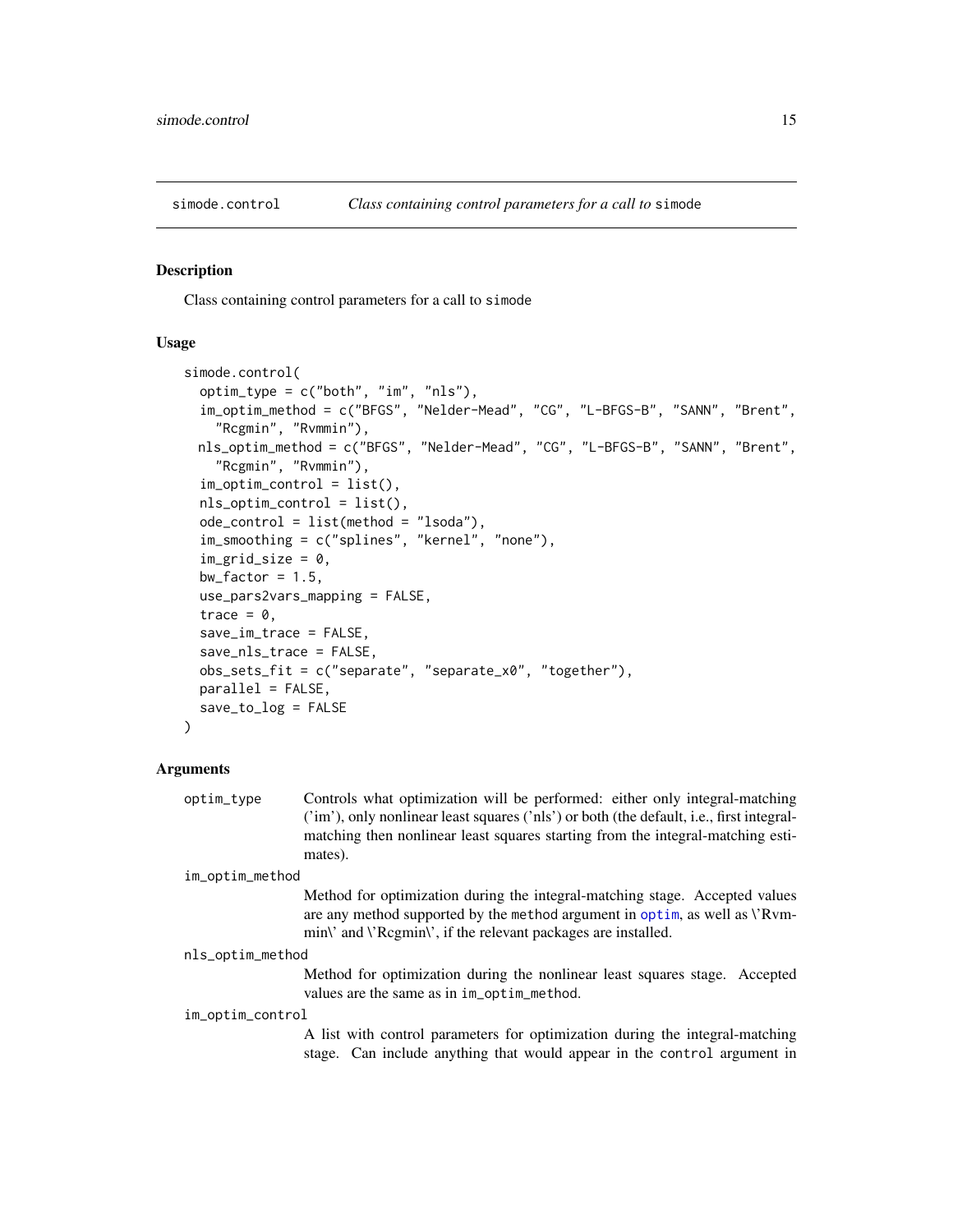## simode.control — *Class containing control parameters for a call to* simode

### Description

Class containing control parameters for a call to simode

### Usage

```
simode.control(
  optim_type = c("both", "im", "nls"),
  im_optim_method = c("BFGS", "Nelder-Mead", "CG", "L-BFGS-B", "SANN", "Brent",
    "Rcgmin", "Rvmmin"),
  nls_optim_method = c("BFGS", "Nelder-Mead", "CG", "L-BFGS-B", "SANN", "Brent",
    "Rcgmin", "Rvmmin"),
  im_optim_control = list(),
  nls_optim_control = list(),
  ode_control = list(method = "lsoda"),
  im_smoothing = c("splines", "kernel", "none"),
  im_grid_size = 0,
  bw_factor = 1.5,
  use_pars2vars_mapping = FALSE,
  trace = 0,
  save_im_trace = FALSE,
  save_nls_trace = FALSE,
  obs_sets_fit = c("separate", "separate_x0", "together"),
  parallel = FALSE,
  save_to_log = FALSE
)
```

### Arguments

| | |
|---|---|
| optim_type | Controls what optimization will be performed: either only integral-matching ('im'), only nonlinear least squares ('nls') or both (the default, i.e., first integral-matching then nonlinear least squares starting from the integral-matching estimates). |
| im_optim_method | Method for optimization during the integral-matching stage. Accepted values are any method supported by the method argument in optim, as well as \'Rvmmin\' and \'Rcgmin\', if the relevant packages are installed. |
| nls_optim_method | Method for optimization during the nonlinear least squares stage. Accepted values are the same as in im_optim_method. |
| im_optim_control | A list with control parameters for optimization during the integral-matching stage. Can include anything that would appear in the control argument in |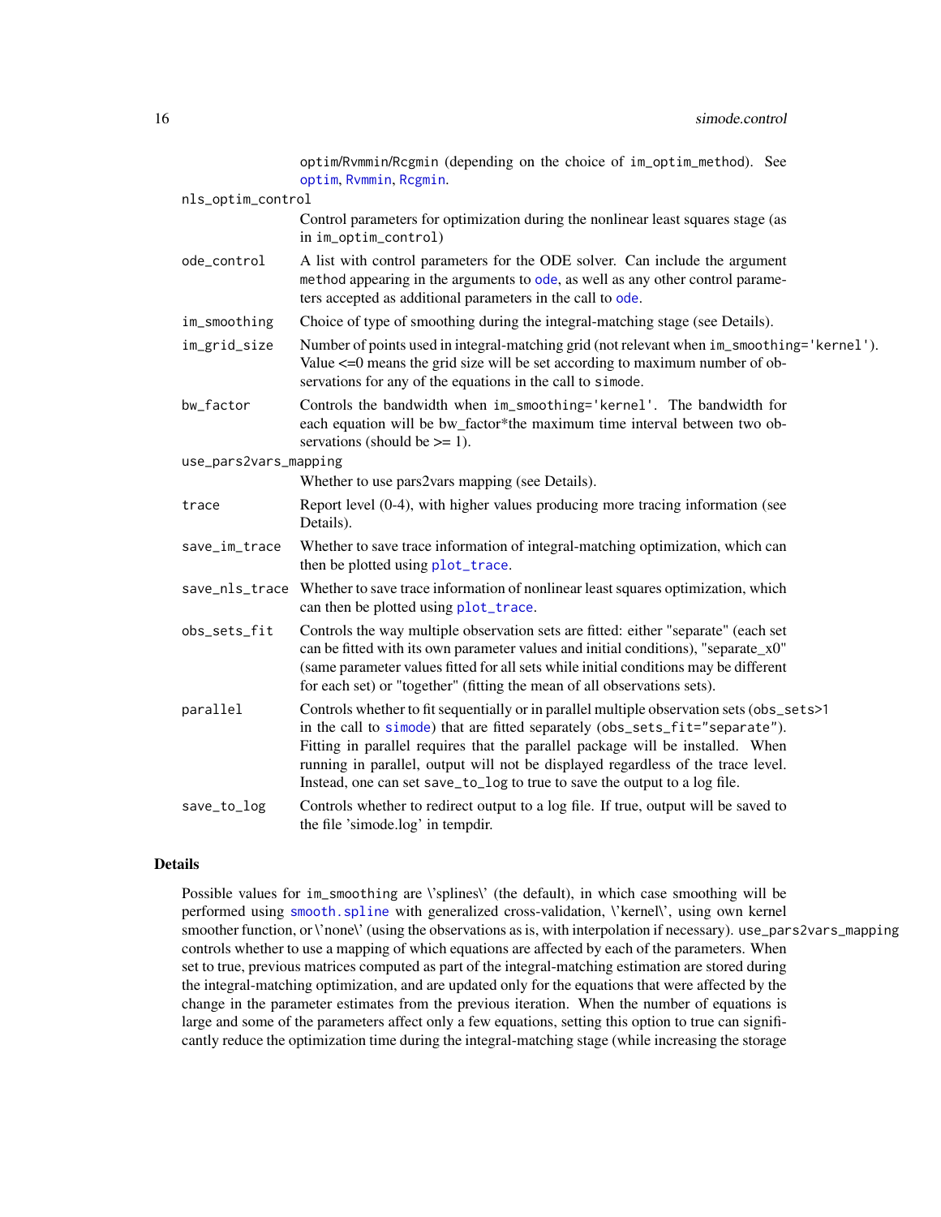optim/Rvmmin/Rcgmin (depending on the choice of im_optim_method). See optim, Rvmmin, Rcgmin.

| | |
|---|---|
| nls_optim_control | Control parameters for optimization during the nonlinear least squares stage (as in im_optim_control) |
| ode_control | A list with control parameters for the ODE solver. Can include the argument method appearing in the arguments to ode, as well as any other control parameters accepted as additional parameters in the call to ode. |
| im_smoothing | Choice of type of smoothing during the integral-matching stage (see Details). |
| im_grid_size | Number of points used in integral-matching grid (not relevant when im_smoothing='kernel'). Value <=0 means the grid size will be set according to maximum number of observations for any of the equations in the call to simode. |
| bw_factor | Controls the bandwidth when im_smoothing='kernel'. The bandwidth for each equation will be bw_factor*the maximum time interval between two observations (should be >= 1). |
| use_pars2vars_mapping | Whether to use pars2vars mapping (see Details). |
| trace | Report level (0-4), with higher values producing more tracing information (see Details). |
| save_im_trace | Whether to save trace information of integral-matching optimization, which can then be plotted using plot_trace. |
| save_nls_trace | Whether to save trace information of nonlinear least squares optimization, which can then be plotted using plot_trace. |
| obs_sets_fit | Controls the way multiple observation sets are fitted: either "separate" (each set can be fitted with its own parameter values and initial conditions), "separate_x0" (same parameter values fitted for all sets while initial conditions may be different for each set) or "together" (fitting the mean of all observations sets). |
| parallel | Controls whether to fit sequentially or in parallel multiple observation sets (obs_sets>1 in the call to simode) that are fitted separately (obs_sets_fit="separate"). Fitting in parallel requires that the parallel package will be installed. When running in parallel, output will not be displayed regardless of the trace level. Instead, one can set save_to_log to true to save the output to a log file. |
| save_to_log | Controls whether to redirect output to a log file. If true, output will be saved to the file 'simode.log' in tempdir. |

## Details

Possible values for im_smoothing are \'splines\' (the default), in which case smoothing will be performed using smooth.spline with generalized cross-validation, \'kernel\', using own kernel smoother function, or \'none\' (using the observations as is, with interpolation if necessary). use_pars2vars_mapping controls whether to use a mapping of which equations are affected by each of the parameters. When set to true, previous matrices computed as part of the integral-matching estimation are stored during the integral-matching optimization, and are updated only for the equations that were affected by the change in the parameter estimates from the previous iteration. When the number of equations is large and some of the parameters affect only a few equations, setting this option to true can significantly reduce the optimization time during the integral-matching stage (while increasing the storage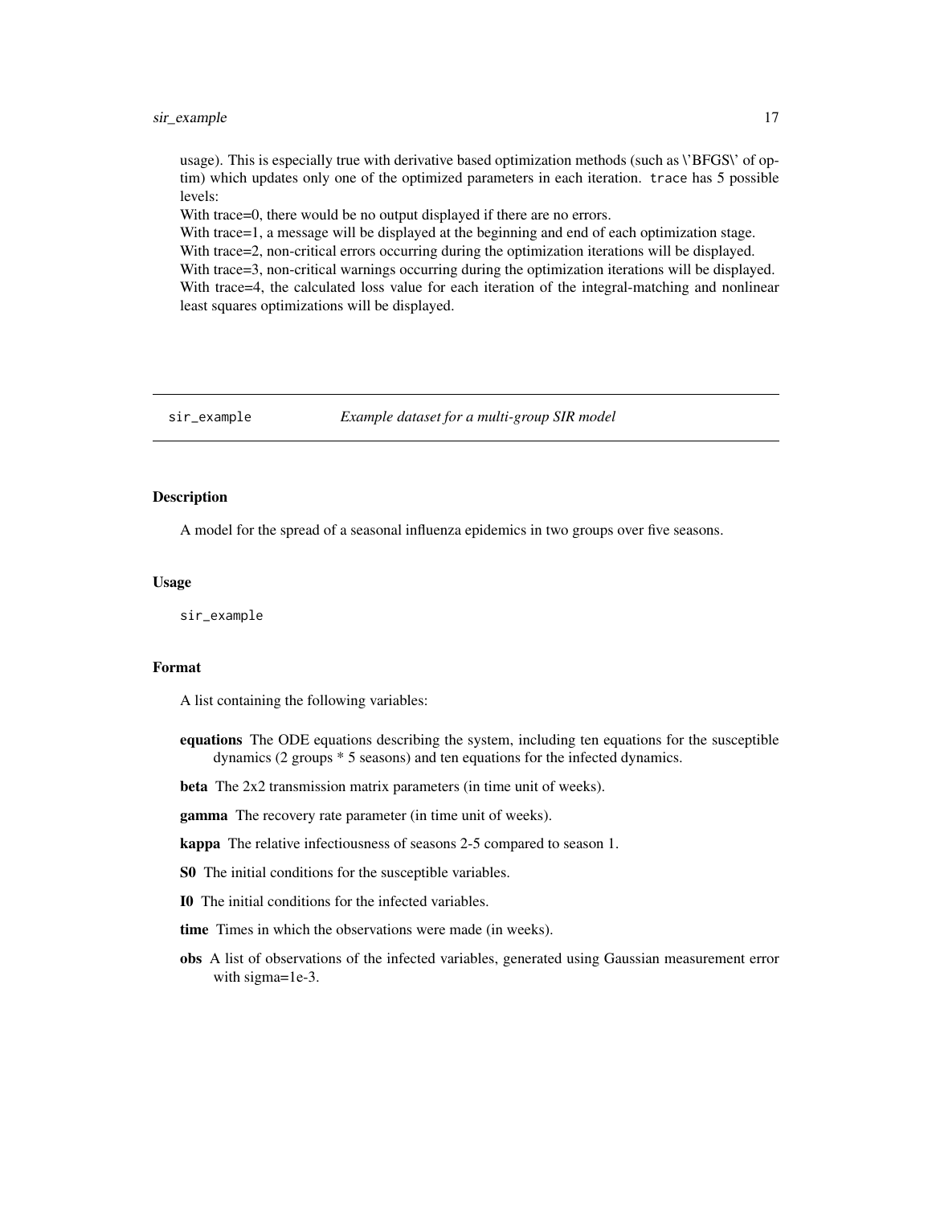usage). This is especially true with derivative based optimization methods (such as \'BFGS\' of optim) which updates only one of the optimized parameters in each iteration. `trace` has 5 possible levels:
With trace=0, there would be no output displayed if there are no errors.
With trace=1, a message will be displayed at the beginning and end of each optimization stage.
With trace=2, non-critical errors occurring during the optimization iterations will be displayed.
With trace=3, non-critical warnings occurring during the optimization iterations will be displayed.
With trace=4, the calculated loss value for each iteration of the integral-matching and nonlinear least squares optimizations will be displayed.

---

## sir_example — *Example dataset for a multi-group SIR model*

### Description

A model for the spread of a seasonal influenza epidemics in two groups over five seasons.

### Usage

```
sir_example
```

### Format

A list containing the following variables:

- **equations** The ODE equations describing the system, including ten equations for the susceptible dynamics (2 groups * 5 seasons) and ten equations for the infected dynamics.
- **beta** The 2x2 transmission matrix parameters (in time unit of weeks).
- **gamma** The recovery rate parameter (in time unit of weeks).
- **kappa** The relative infectiousness of seasons 2-5 compared to season 1.
- **S0** The initial conditions for the susceptible variables.
- **I0** The initial conditions for the infected variables.
- **time** Times in which the observations were made (in weeks).
- **obs** A list of observations of the infected variables, generated using Gaussian measurement error with sigma=1e-3.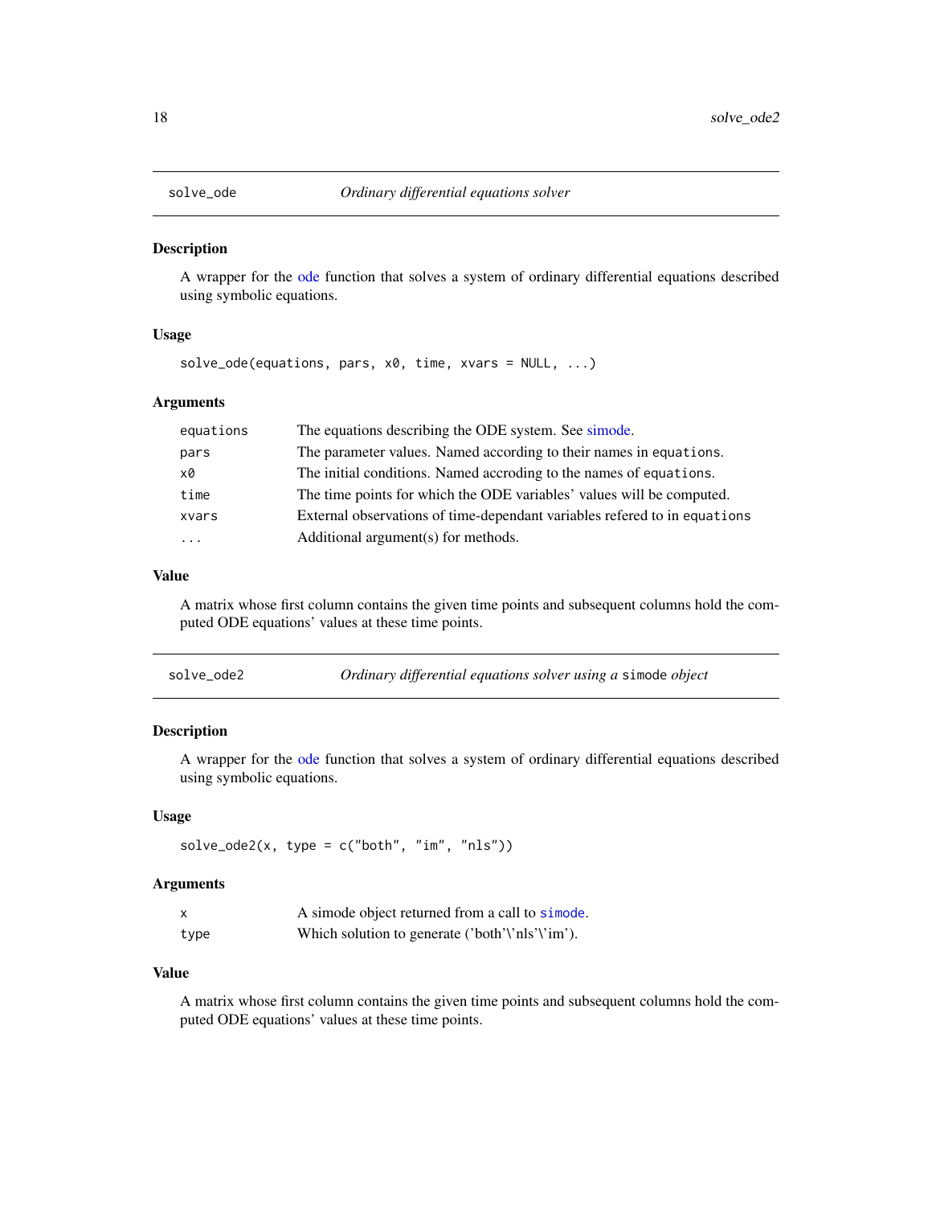## solve_ode — *Ordinary differential equations solver*

### Description

A wrapper for the ode function that solves a system of ordinary differential equations described using symbolic equations.

### Usage

```
solve_ode(equations, pars, x0, time, xvars = NULL, ...)
```

### Arguments

| | |
|---|---|
| `equations` | The equations describing the ODE system. See simode. |
| `pars` | The parameter values. Named according to their names in `equations`. |
| `x0` | The initial conditions. Named accroding to the names of `equations`. |
| `time` | The time points for which the ODE variables' values will be computed. |
| `xvars` | External observations of time-dependant variables refered to in `equations` |
| `...` | Additional argument(s) for methods. |

### Value

A matrix whose first column contains the given time points and subsequent columns hold the computed ODE equations' values at these time points.

## solve_ode2 — *Ordinary differential equations solver using a* `simode` *object*

### Description

A wrapper for the ode function that solves a system of ordinary differential equations described using symbolic equations.

### Usage

```
solve_ode2(x, type = c("both", "im", "nls"))
```

### Arguments

| | |
|---|---|
| `x` | A simode object returned from a call to `simode`. |
| `type` | Which solution to generate ('both'\'nls'\'im'). |

### Value

A matrix whose first column contains the given time points and subsequent columns hold the computed ODE equations' values at these time points.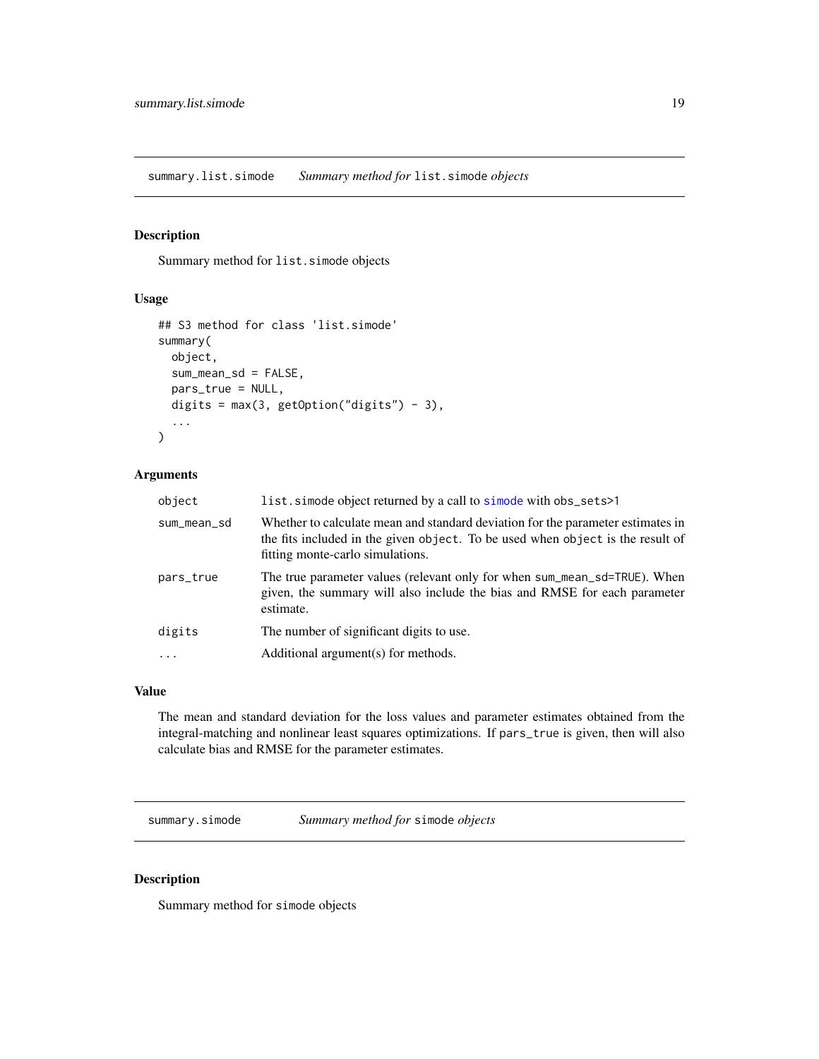## summary.list.simode — *Summary method for* `list.simode` *objects*

### Description

Summary method for `list.simode` objects

### Usage

```
## S3 method for class 'list.simode'
summary(
  object,
  sum_mean_sd = FALSE,
  pars_true = NULL,
  digits = max(3, getOption("digits") - 3),
  ...
)
```

### Arguments

| | |
|---|---|
| `object` | `list.simode` object returned by a call to `simode` with obs_sets>1 |
| `sum_mean_sd` | Whether to calculate mean and standard deviation for the parameter estimates in the fits included in the given `object`. To be used when `object` is the result of fitting monte-carlo simulations. |
| `pars_true` | The true parameter values (relevant only for when `sum_mean_sd=TRUE`). When given, the summary will also include the bias and RMSE for each parameter estimate. |
| `digits` | The number of significant digits to use. |
| `...` | Additional argument(s) for methods. |

### Value

The mean and standard deviation for the loss values and parameter estimates obtained from the integral-matching and nonlinear least squares optimizations. If `pars_true` is given, then will also calculate bias and RMSE for the parameter estimates.

## summary.simode — *Summary method for* `simode` *objects*

### Description

Summary method for `simode` objects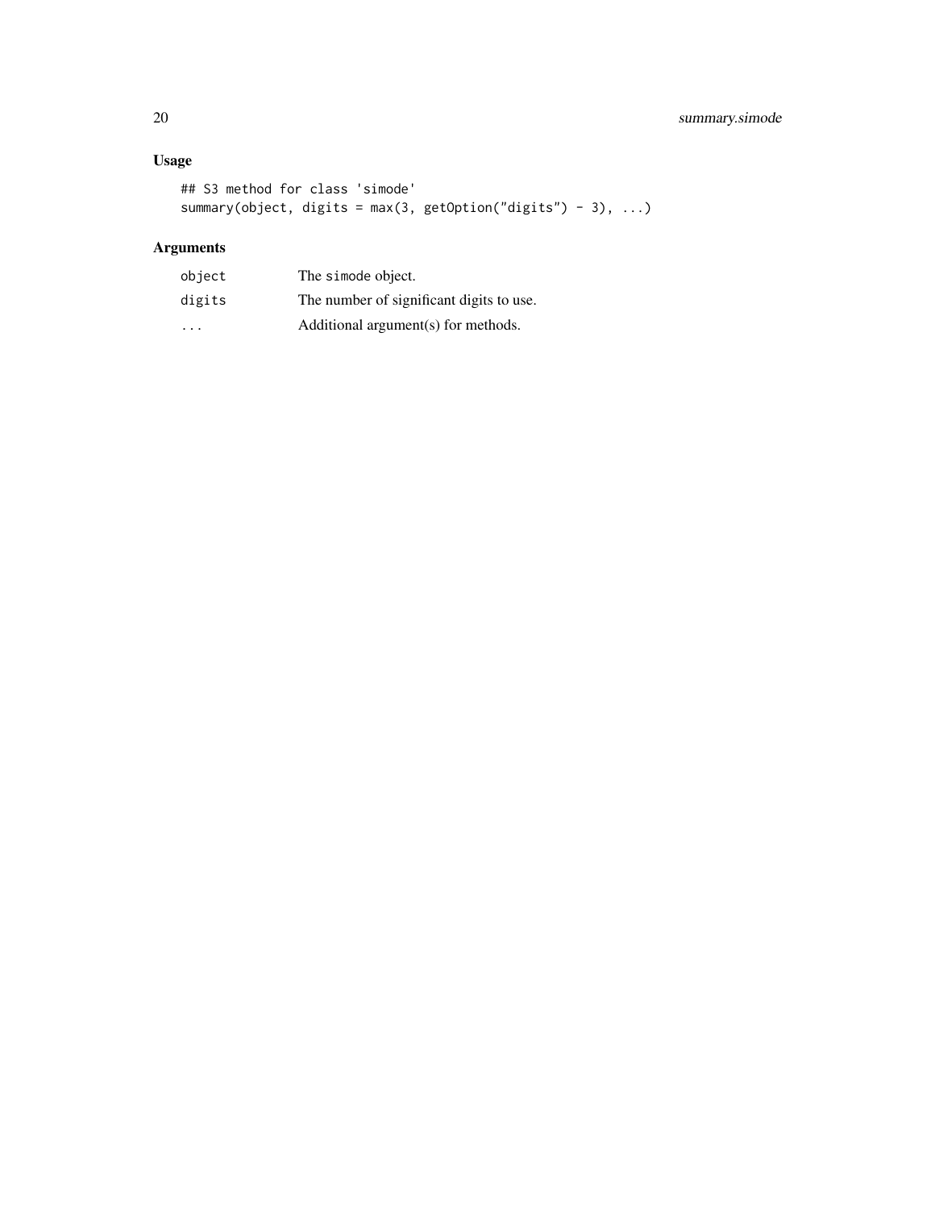## Usage

```
## S3 method for class 'simode'
summary(object, digits = max(3, getOption("digits") - 3), ...)
```

## Arguments

| | |
|---|---|
| object | The simode object. |
| digits | The number of significant digits to use. |
| ... | Additional argument(s) for methods. |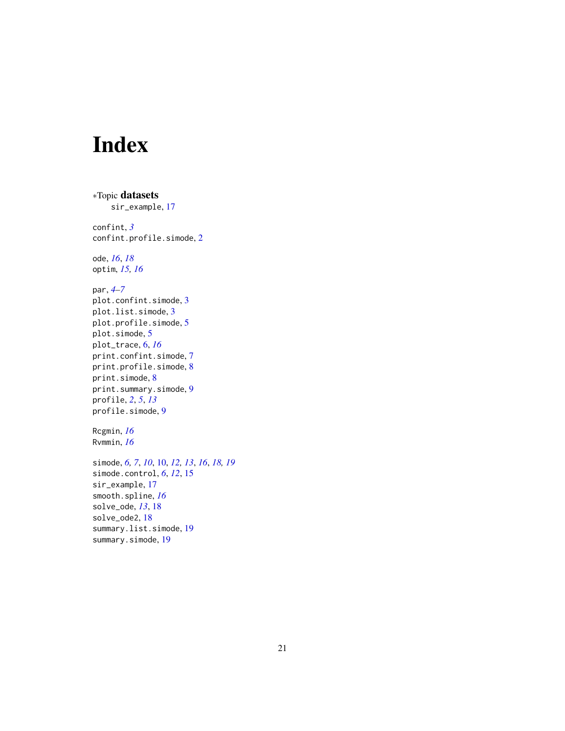# Index

∗Topic **datasets**
sir_example, 17

confint, *3*
confint.profile.simode, 2

ode, *16*, *18*
optim, *15, 16*

par, *4–7*
plot.confint.simode, 3
plot.list.simode, 3
plot.profile.simode, 5
plot.simode, 5
plot_trace, 6, *16*
print.confint.simode, 7
print.profile.simode, 8
print.simode, 8
print.summary.simode, 9
profile, *2*, *5*, *13*
profile.simode, 9

Rcgmin, *16*
Rvmmin, *16*

simode, *6, 7*, *10*, 10, *12, 13*, *16*, *18, 19*
simode.control, *6*, *12*, 15
sir_example, 17
smooth.spline, *16*
solve_ode, *13*, 18
solve_ode2, 18
summary.list.simode, 19
summary.simode, 19